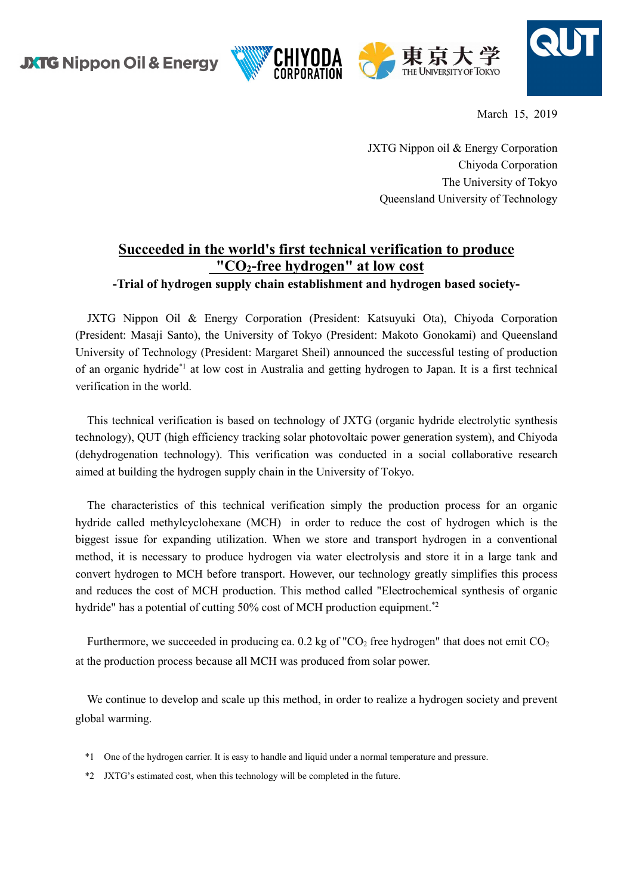JXTG Nippon Oil & Energy　CHIYODA CORPORATION　東京大学 THE UNIVERSITY OF TOKYO　QUT

March 15, 2019

JXTG Nippon oil & Energy Corporation
Chiyoda Corporation
The University of Tokyo
Queensland University of Technology

# Succeeded in the world's first technical verification to produce "$CO_2$-free hydrogen" at low cost

**-Trial of hydrogen supply chain establishment and hydrogen based society-**

JXTG Nippon Oil & Energy Corporation (President: Katsuyuki Ota), Chiyoda Corporation (President: Masaji Santo), the University of Tokyo (President: Makoto Gonokami) and Queensland University of Technology (President: Margaret Sheil) announced the successful testing of production of an organic hydride[*1] at low cost in Australia and getting hydrogen to Japan. It is a first technical verification in the world.

This technical verification is based on technology of JXTG (organic hydride electrolytic synthesis technology), QUT (high efficiency tracking solar photovoltaic power generation system), and Chiyoda (dehydrogenation technology). This verification was conducted in a social collaborative research aimed at building the hydrogen supply chain in the University of Tokyo.

The characteristics of this technical verification simply the production process for an organic hydride called methylcyclohexane (MCH) in order to reduce the cost of hydrogen which is the biggest issue for expanding utilization. When we store and transport hydrogen in a conventional method, it is necessary to produce hydrogen via water electrolysis and store it in a large tank and convert hydrogen to MCH before transport. However, our technology greatly simplifies this process and reduces the cost of MCH production. This method called "Electrochemical synthesis of organic hydride" has a potential of cutting 50% cost of MCH production equipment.[*2]

Furthermore, we succeeded in producing ca. 0.2 kg of "$CO_2$ free hydrogen" that does not emit $CO_2$ at the production process because all MCH was produced from solar power.

We continue to develop and scale up this method, in order to realize a hydrogen society and prevent global warming.

*1 One of the hydrogen carrier. It is easy to handle and liquid under a normal temperature and pressure.

*2 JXTG's estimated cost, when this technology will be completed in the future.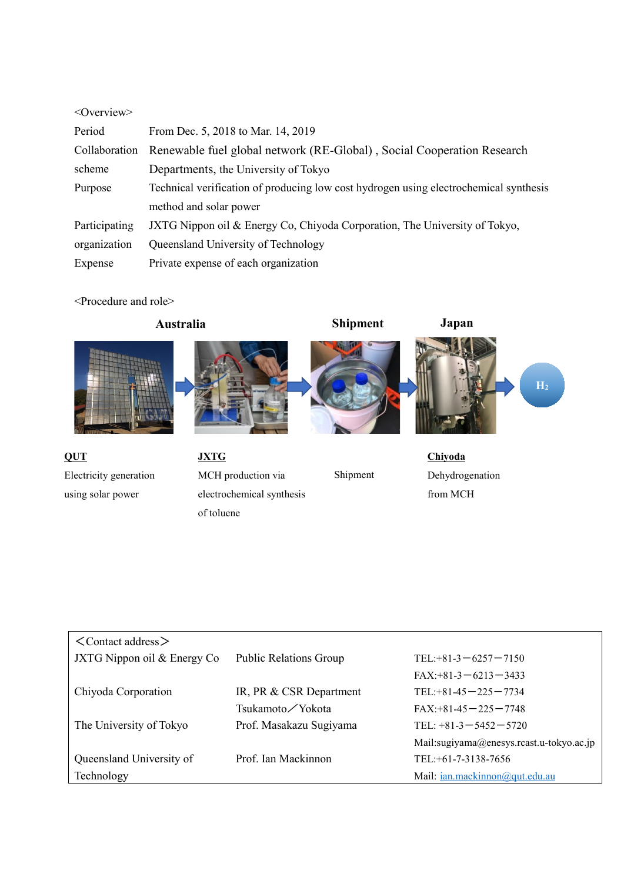<Overview>

| | |
|---|---|
| Period | From Dec. 5, 2018 to Mar. 14, 2019 |
| Collaboration scheme | Renewable fuel global network (RE-Global) , Social Cooperation Research Departments, the University of Tokyo |
| Purpose | Technical verification of producing low cost hydrogen using electrochemical synthesis method and solar power |
| Participating organization | JXTG Nippon oil & Energy Co, Chiyoda Corporation, The University of Tokyo, Queensland University of Technology |
| Expense | Private expense of each organization |

<Procedure and role>

**Australia** → **Shipment** → **Japan** → $H_2$

**QUT**
Electricity generation using solar power

**JXTG**
MCH production via electrochemical synthesis of toluene

Shipment

**Chiyoda**
Dehydrogenation from MCH

＜Contact address＞

| | | |
|---|---|---|
| JXTG Nippon oil & Energy Co | Public Relations Group | TEL:+81-3－6257－7150<br>FAX:+81-3－6213－3433 |
| Chiyoda Corporation | IR, PR & CSR Department<br>Tsukamoto／Yokota | TEL:+81-45－225－7734<br>FAX:+81-45－225－7748 |
| The University of Tokyo | Prof. Masakazu Sugiyama | TEL: +81-3－5452－5720<br>Mail:sugiyama@enesys.rcast.u-tokyo.ac.jp |
| Queensland University of Technology | Prof. Ian Mackinnon | TEL:+61-7-3138-7656<br>Mail: ian.mackinnon@qut.edu.au |